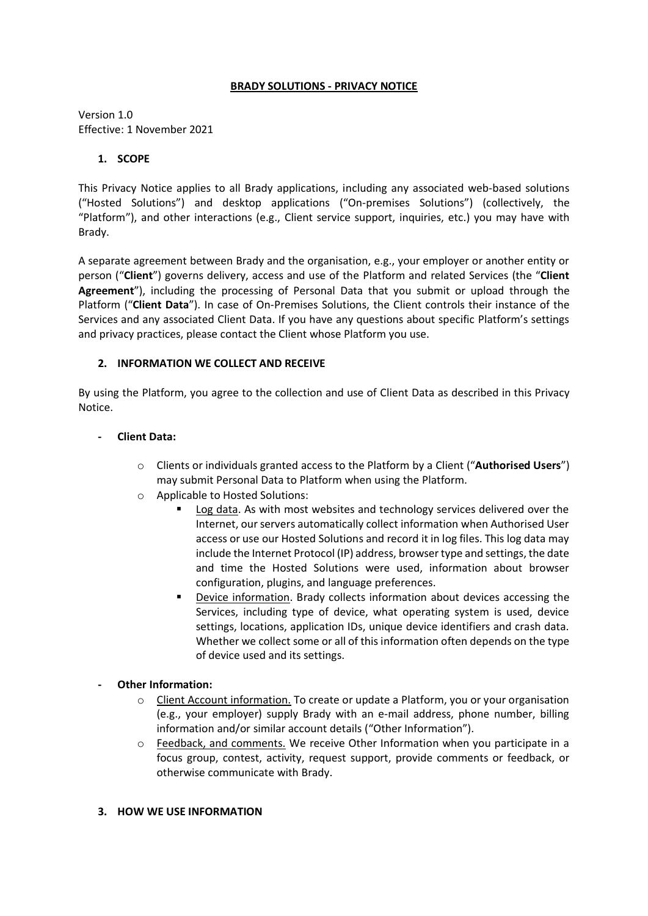# BRADY SOLUTIONS - PRIVACY NOTICE

Version 1.0
Effective: 1 November 2021

## 1. SCOPE

This Privacy Notice applies to all Brady applications, including any associated web-based solutions ("Hosted Solutions") and desktop applications ("On-premises Solutions") (collectively, the "Platform"), and other interactions (e.g., Client service support, inquiries, etc.) you may have with Brady.

A separate agreement between Brady and the organisation, e.g., your employer or another entity or person ("**Client**") governs delivery, access and use of the Platform and related Services (the "**Client Agreement**"), including the processing of Personal Data that you submit or upload through the Platform ("**Client Data**"). In case of On-Premises Solutions, the Client controls their instance of the Services and any associated Client Data. If you have any questions about specific Platform's settings and privacy practices, please contact the Client whose Platform you use.

## 2. INFORMATION WE COLLECT AND RECEIVE

By using the Platform, you agree to the collection and use of Client Data as described in this Privacy Notice.

- **Client Data:**
  - Clients or individuals granted access to the Platform by a Client ("**Authorised Users**") may submit Personal Data to Platform when using the Platform.
  - Applicable to Hosted Solutions:
    - Log data. As with most websites and technology services delivered over the Internet, our servers automatically collect information when Authorised User access or use our Hosted Solutions and record it in log files. This log data may include the Internet Protocol (IP) address, browser type and settings, the date and time the Hosted Solutions were used, information about browser configuration, plugins, and language preferences.
    - Device information. Brady collects information about devices accessing the Services, including type of device, what operating system is used, device settings, locations, application IDs, unique device identifiers and crash data. Whether we collect some or all of this information often depends on the type of device used and its settings.

- **Other Information:**
  - Client Account information. To create or update a Platform, you or your organisation (e.g., your employer) supply Brady with an e-mail address, phone number, billing information and/or similar account details ("Other Information").
  - Feedback, and comments. We receive Other Information when you participate in a focus group, contest, activity, request support, provide comments or feedback, or otherwise communicate with Brady.

## 3. HOW WE USE INFORMATION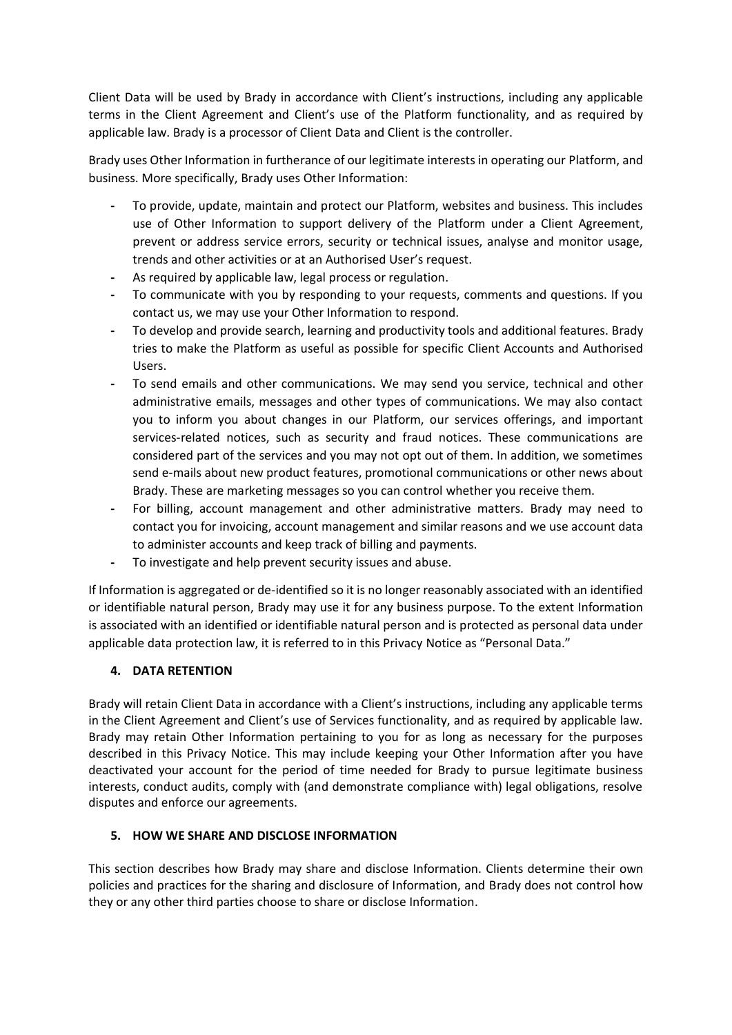Client Data will be used by Brady in accordance with Client's instructions, including any applicable terms in the Client Agreement and Client's use of the Platform functionality, and as required by applicable law. Brady is a processor of Client Data and Client is the controller.

Brady uses Other Information in furtherance of our legitimate interests in operating our Platform, and business. More specifically, Brady uses Other Information:

- To provide, update, maintain and protect our Platform, websites and business. This includes use of Other Information to support delivery of the Platform under a Client Agreement, prevent or address service errors, security or technical issues, analyse and monitor usage, trends and other activities or at an Authorised User's request.
- As required by applicable law, legal process or regulation.
- To communicate with you by responding to your requests, comments and questions. If you contact us, we may use your Other Information to respond.
- To develop and provide search, learning and productivity tools and additional features. Brady tries to make the Platform as useful as possible for specific Client Accounts and Authorised Users.
- To send emails and other communications. We may send you service, technical and other administrative emails, messages and other types of communications. We may also contact you to inform you about changes in our Platform, our services offerings, and important services-related notices, such as security and fraud notices. These communications are considered part of the services and you may not opt out of them. In addition, we sometimes send e-mails about new product features, promotional communications or other news about Brady. These are marketing messages so you can control whether you receive them.
- For billing, account management and other administrative matters. Brady may need to contact you for invoicing, account management and similar reasons and we use account data to administer accounts and keep track of billing and payments.
- To investigate and help prevent security issues and abuse.

If Information is aggregated or de-identified so it is no longer reasonably associated with an identified or identifiable natural person, Brady may use it for any business purpose. To the extent Information is associated with an identified or identifiable natural person and is protected as personal data under applicable data protection law, it is referred to in this Privacy Notice as "Personal Data."

## 4. DATA RETENTION

Brady will retain Client Data in accordance with a Client's instructions, including any applicable terms in the Client Agreement and Client's use of Services functionality, and as required by applicable law. Brady may retain Other Information pertaining to you for as long as necessary for the purposes described in this Privacy Notice. This may include keeping your Other Information after you have deactivated your account for the period of time needed for Brady to pursue legitimate business interests, conduct audits, comply with (and demonstrate compliance with) legal obligations, resolve disputes and enforce our agreements.

## 5. HOW WE SHARE AND DISCLOSE INFORMATION

This section describes how Brady may share and disclose Information. Clients determine their own policies and practices for the sharing and disclosure of Information, and Brady does not control how they or any other third parties choose to share or disclose Information.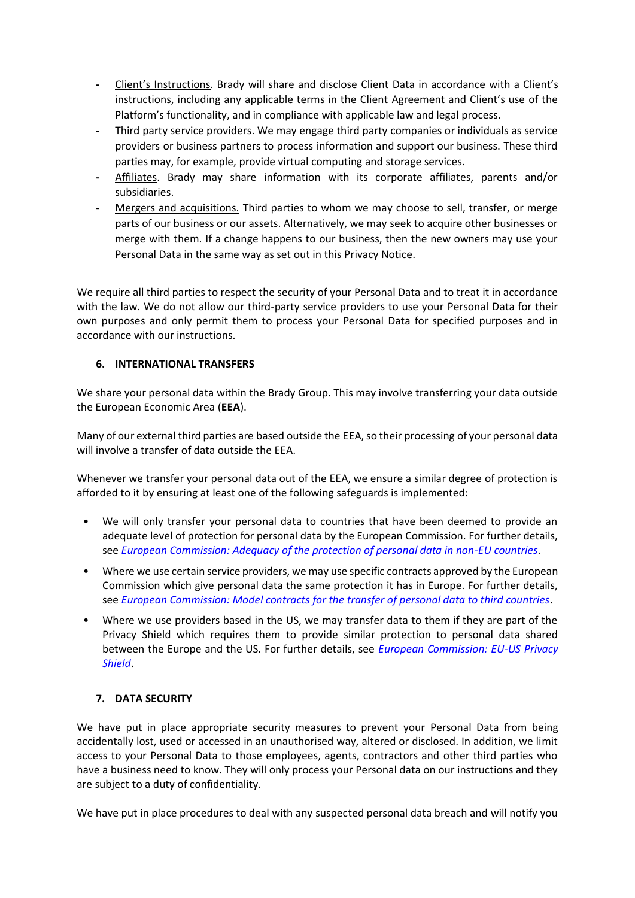- Client's Instructions. Brady will share and disclose Client Data in accordance with a Client's instructions, including any applicable terms in the Client Agreement and Client's use of the Platform's functionality, and in compliance with applicable law and legal process.
- Third party service providers. We may engage third party companies or individuals as service providers or business partners to process information and support our business. These third parties may, for example, provide virtual computing and storage services.
- Affiliates. Brady may share information with its corporate affiliates, parents and/or subsidiaries.
- Mergers and acquisitions. Third parties to whom we may choose to sell, transfer, or merge parts of our business or our assets. Alternatively, we may seek to acquire other businesses or merge with them. If a change happens to our business, then the new owners may use your Personal Data in the same way as set out in this Privacy Notice.

We require all third parties to respect the security of your Personal Data and to treat it in accordance with the law. We do not allow our third-party service providers to use your Personal Data for their own purposes and only permit them to process your Personal Data for specified purposes and in accordance with our instructions.

## 6. INTERNATIONAL TRANSFERS

We share your personal data within the Brady Group. This may involve transferring your data outside the European Economic Area (**EEA**).

Many of our external third parties are based outside the EEA, so their processing of your personal data will involve a transfer of data outside the EEA.

Whenever we transfer your personal data out of the EEA, we ensure a similar degree of protection is afforded to it by ensuring at least one of the following safeguards is implemented:

- We will only transfer your personal data to countries that have been deemed to provide an adequate level of protection for personal data by the European Commission. For further details, see *European Commission: Adequacy of the protection of personal data in non-EU countries*.
- Where we use certain service providers, we may use specific contracts approved by the European Commission which give personal data the same protection it has in Europe. For further details, see *European Commission: Model contracts for the transfer of personal data to third countries*.
- Where we use providers based in the US, we may transfer data to them if they are part of the Privacy Shield which requires them to provide similar protection to personal data shared between the Europe and the US. For further details, see *European Commission: EU-US Privacy Shield*.

## 7. DATA SECURITY

We have put in place appropriate security measures to prevent your Personal Data from being accidentally lost, used or accessed in an unauthorised way, altered or disclosed. In addition, we limit access to your Personal Data to those employees, agents, contractors and other third parties who have a business need to know. They will only process your Personal data on our instructions and they are subject to a duty of confidentiality.

We have put in place procedures to deal with any suspected personal data breach and will notify you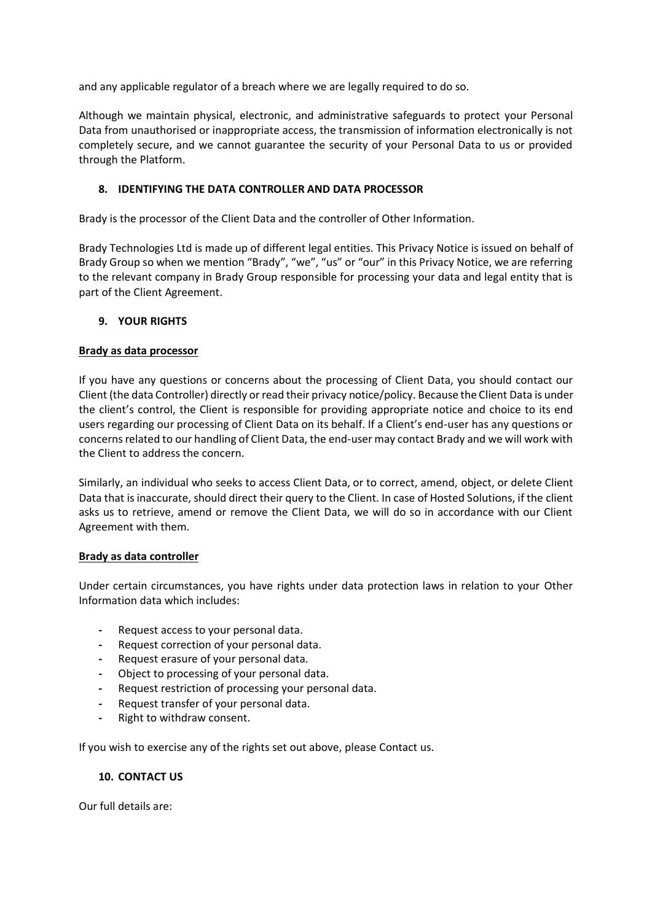and any applicable regulator of a breach where we are legally required to do so.

Although we maintain physical, electronic, and administrative safeguards to protect your Personal Data from unauthorised or inappropriate access, the transmission of information electronically is not completely secure, and we cannot guarantee the security of your Personal Data to us or provided through the Platform.

## 8. IDENTIFYING THE DATA CONTROLLER AND DATA PROCESSOR

Brady is the processor of the Client Data and the controller of Other Information.

Brady Technologies Ltd is made up of different legal entities. This Privacy Notice is issued on behalf of Brady Group so when we mention "Brady", "we", "us" or "our" in this Privacy Notice, we are referring to the relevant company in Brady Group responsible for processing your data and legal entity that is part of the Client Agreement.

## 9. YOUR RIGHTS

**Brady as data processor**

If you have any questions or concerns about the processing of Client Data, you should contact our Client (the data Controller) directly or read their privacy notice/policy. Because the Client Data is under the client's control, the Client is responsible for providing appropriate notice and choice to its end users regarding our processing of Client Data on its behalf. If a Client's end-user has any questions or concerns related to our handling of Client Data, the end-user may contact Brady and we will work with the Client to address the concern.

Similarly, an individual who seeks to access Client Data, or to correct, amend, object, or delete Client Data that is inaccurate, should direct their query to the Client. In case of Hosted Solutions, if the client asks us to retrieve, amend or remove the Client Data, we will do so in accordance with our Client Agreement with them.

**Brady as data controller**

Under certain circumstances, you have rights under data protection laws in relation to your Other Information data which includes:

- Request access to your personal data.
- Request correction of your personal data.
- Request erasure of your personal data.
- Object to processing of your personal data.
- Request restriction of processing your personal data.
- Request transfer of your personal data.
- Right to withdraw consent.

If you wish to exercise any of the rights set out above, please Contact us.

## 10. CONTACT US

Our full details are: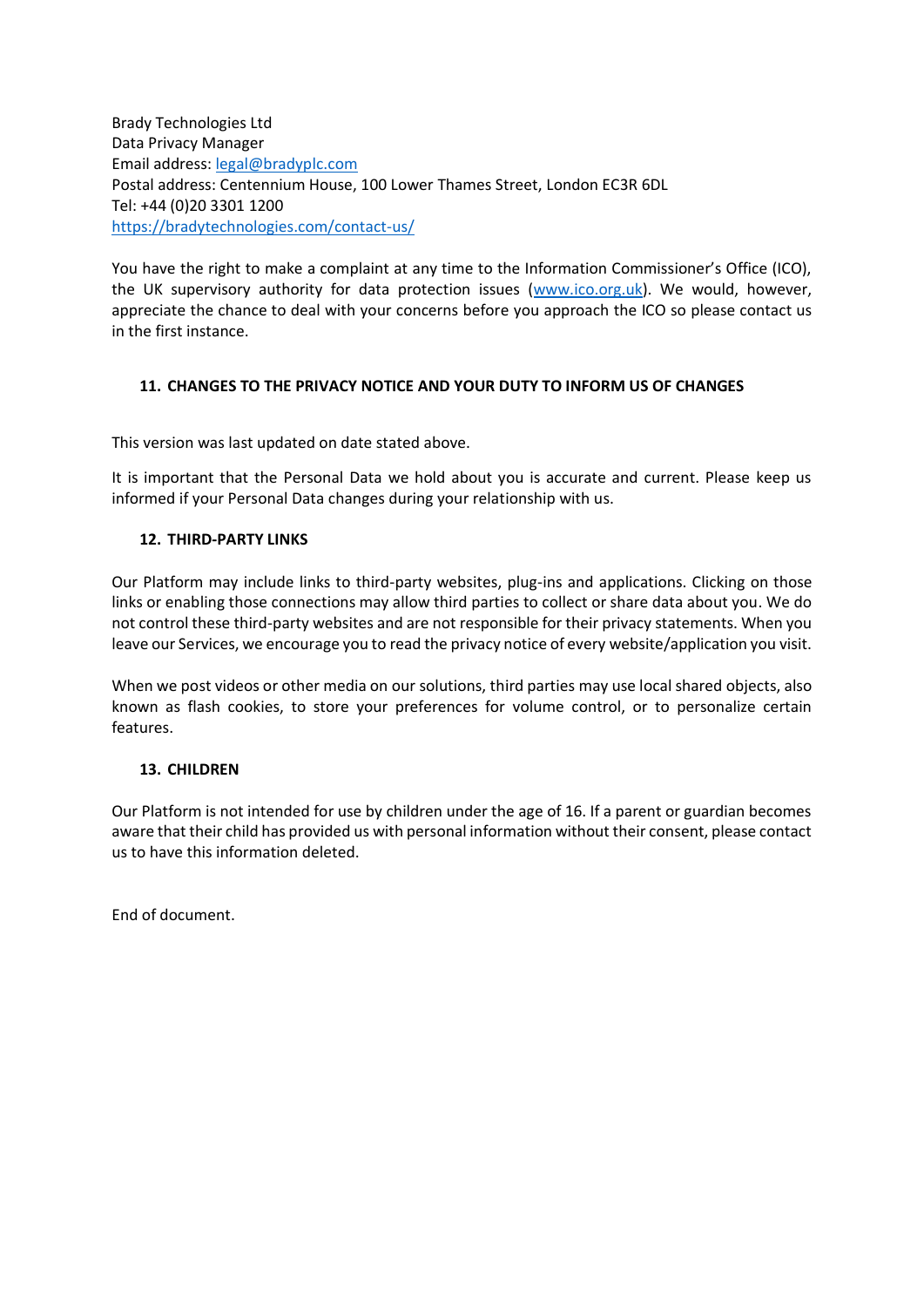Brady Technologies Ltd
Data Privacy Manager
Email address: legal@bradyplc.com
Postal address: Centennium House, 100 Lower Thames Street, London EC3R 6DL
Tel: +44 (0)20 3301 1200
https://bradytechnologies.com/contact-us/

You have the right to make a complaint at any time to the Information Commissioner's Office (ICO), the UK supervisory authority for data protection issues (www.ico.org.uk). We would, however, appreciate the chance to deal with your concerns before you approach the ICO so please contact us in the first instance.

## 11. CHANGES TO THE PRIVACY NOTICE AND YOUR DUTY TO INFORM US OF CHANGES

This version was last updated on date stated above.

It is important that the Personal Data we hold about you is accurate and current. Please keep us informed if your Personal Data changes during your relationship with us.

## 12. THIRD-PARTY LINKS

Our Platform may include links to third-party websites, plug-ins and applications. Clicking on those links or enabling those connections may allow third parties to collect or share data about you. We do not control these third-party websites and are not responsible for their privacy statements. When you leave our Services, we encourage you to read the privacy notice of every website/application you visit.

When we post videos or other media on our solutions, third parties may use local shared objects, also known as flash cookies, to store your preferences for volume control, or to personalize certain features.

## 13. CHILDREN

Our Platform is not intended for use by children under the age of 16. If a parent or guardian becomes aware that their child has provided us with personal information without their consent, please contact us to have this information deleted.

End of document.